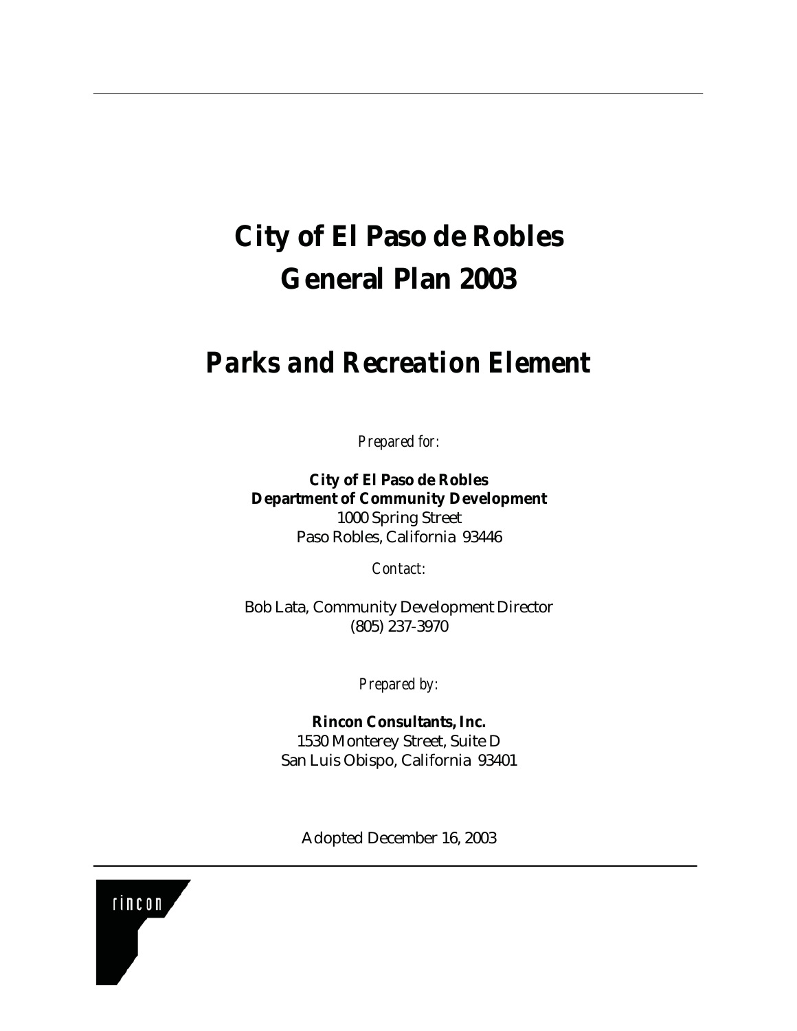# City of El Paso de Robles
# General Plan 2003

## *Parks and Recreation Element*

*Prepared for:*

**City of El Paso de Robles**
**Department of Community Development**
1000 Spring Street
Paso Robles, California 93446

*Contact:*

Bob Lata, Community Development Director
(805) 237-3970

*Prepared by:*

**Rincon Consultants, Inc.**
1530 Monterey Street, Suite D
San Luis Obispo, California 93401

Adopted December 16, 2003

rincon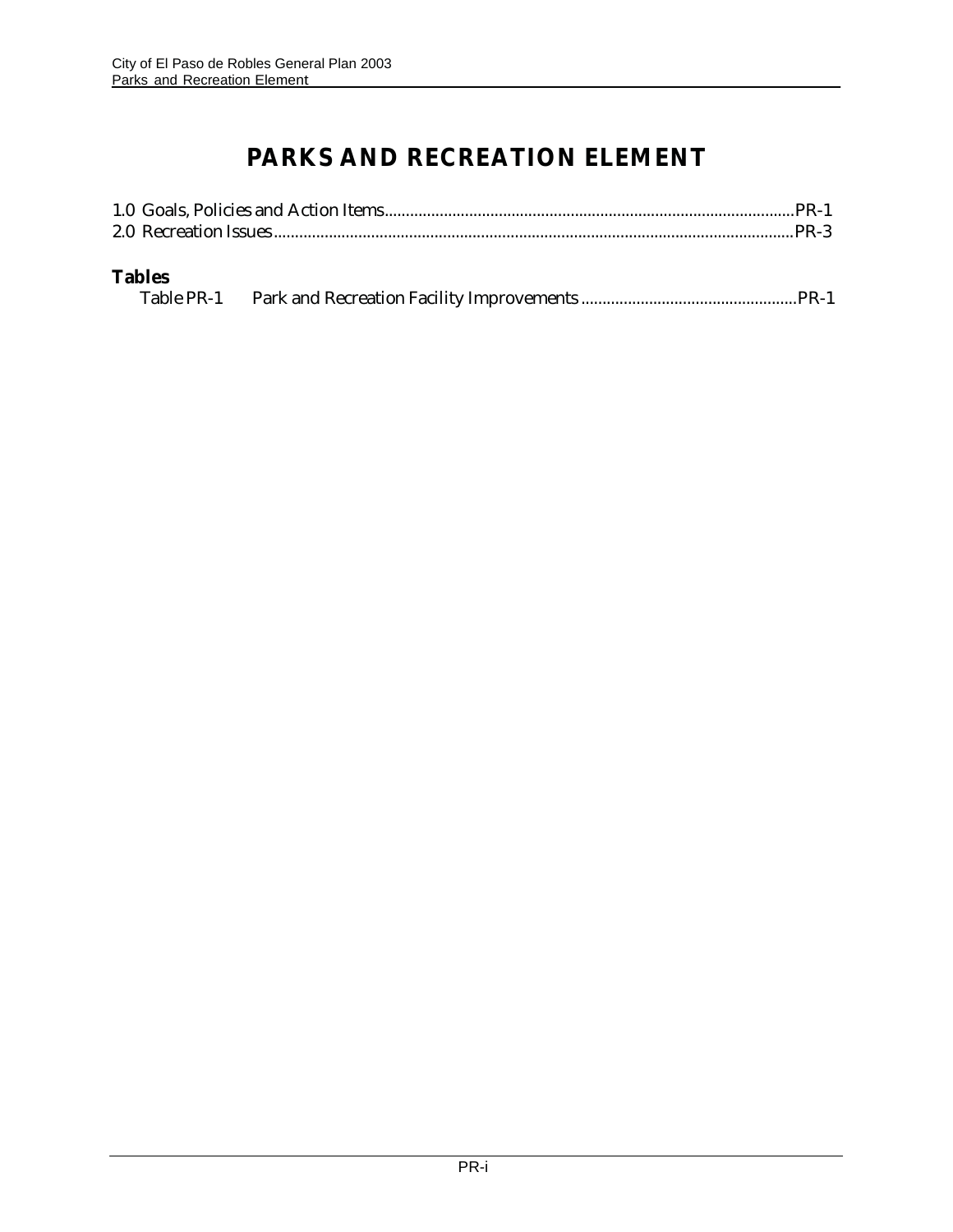# PARKS AND RECREATION ELEMENT

1.0 Goals, Policies and Action Items....................................................................................................PR-1
2.0 Recreation Issues..............................................................................................................................PR-3

**Tables**

Table PR-1 Park and Recreation Facility Improvements ....................................................PR-1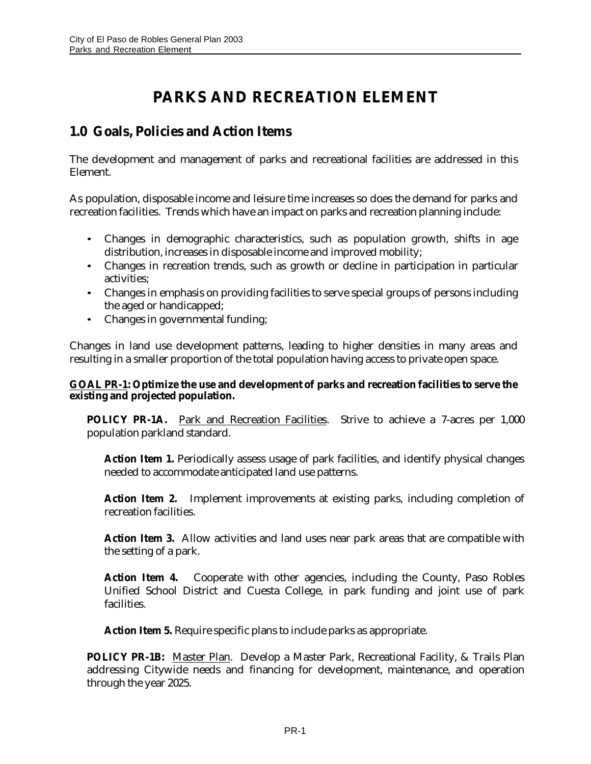# PARKS AND RECREATION ELEMENT

## 1.0 Goals, Policies and Action Items

The development and management of parks and recreational facilities are addressed in this Element.

As population, disposable income and leisure time increases so does the demand for parks and recreation facilities. Trends which have an impact on parks and recreation planning include:

- Changes in demographic characteristics, such as population growth, shifts in age distribution, increases in disposable income and improved mobility;
- Changes in recreation trends, such as growth or decline in participation in particular activities;
- Changes in emphasis on providing facilities to serve special groups of persons including the aged or handicapped;
- Changes in governmental funding;

Changes in land use development patterns, leading to higher densities in many areas and resulting in a smaller proportion of the total population having access to private open space.

**<u>GOAL PR-1</u>: Optimize the use and development of parks and recreation facilities to serve the existing and projected population.**

**POLICY PR-1A.** <u>Park and Recreation Facilities</u>. Strive to achieve a 7-acres per 1,000 population parkland standard.

**Action Item 1.** Periodically assess usage of park facilities, and identify physical changes needed to accommodate anticipated land use patterns.

**Action Item 2.** Implement improvements at existing parks, including completion of recreation facilities.

**Action Item 3.** Allow activities and land uses near park areas that are compatible with the setting of a park.

**Action Item 4.** Cooperate with other agencies, including the County, Paso Robles Unified School District and Cuesta College, in park funding and joint use of park facilities.

**Action Item 5.** Require specific plans to include parks as appropriate.

**POLICY PR-1B:** <u>Master Plan</u>. Develop a Master Park, Recreational Facility, & Trails Plan addressing Citywide needs and financing for development, maintenance, and operation through the year 2025.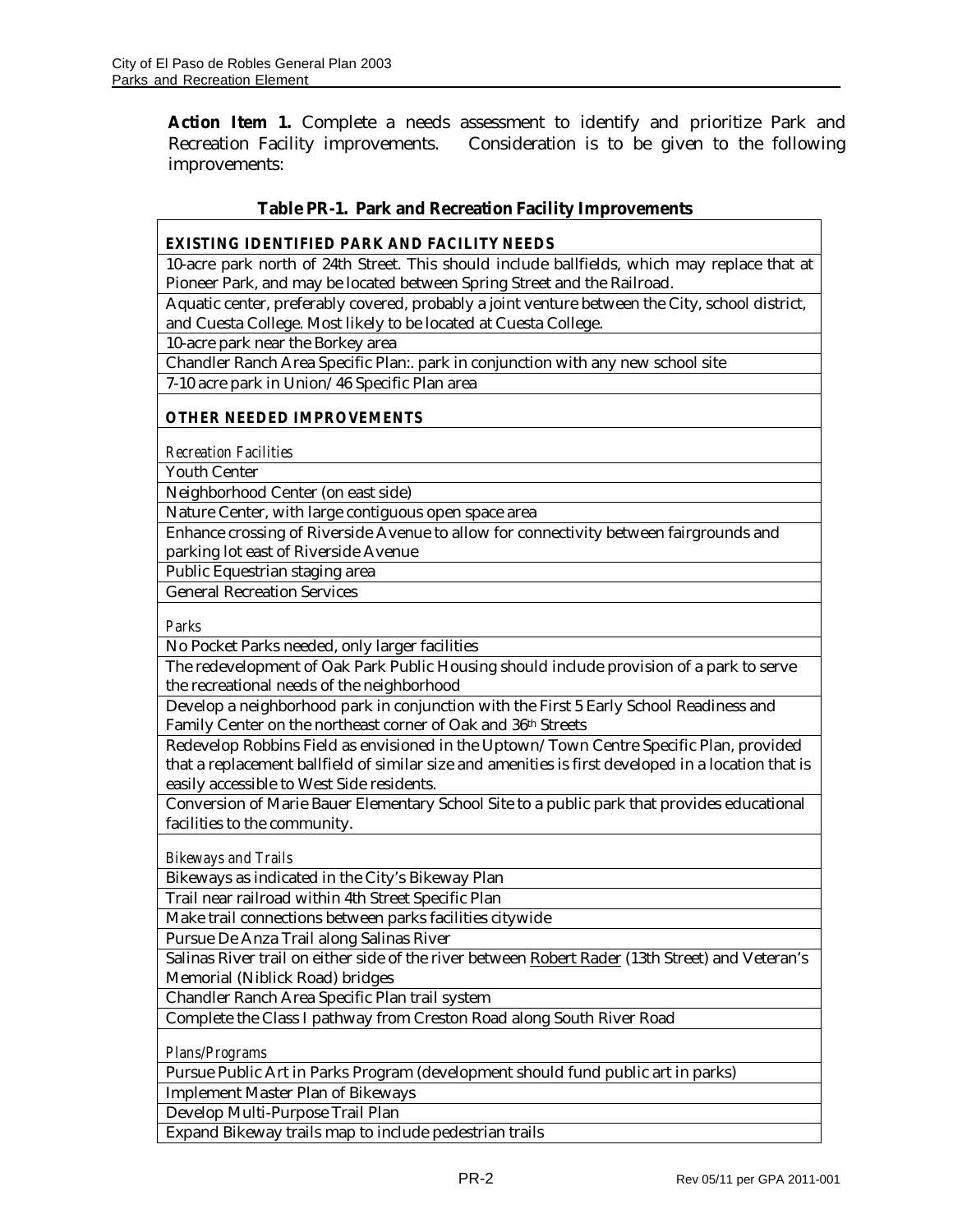**Action Item 1.** Complete a needs assessment to identify and prioritize Park and Recreation Facility improvements. Consideration is to be given to the following improvements:

**Table PR-1. Park and Recreation Facility Improvements**

| **EXISTING IDENTIFIED PARK AND FACILITY NEEDS** |
|---|
| 10-acre park north of 24th Street. This should include ballfields, which may replace that at Pioneer Park, and may be located between Spring Street and the Railroad. |
| Aquatic center, preferably covered, probably a joint venture between the City, school district, and Cuesta College. Most likely to be located at Cuesta College. |
| 10-acre park near the Borkey area |
| Chandler Ranch Area Specific Plan:. park in conjunction with any new school site |
| 7-10 acre park in Union/46 Specific Plan area |
| **OTHER NEEDED IMPROVEMENTS** |
| *Recreation Facilities* |
| Youth Center |
| Neighborhood Center (on east side) |
| Nature Center, with large contiguous open space area |
| Enhance crossing of Riverside Avenue to allow for connectivity between fairgrounds and parking lot east of Riverside Avenue |
| Public Equestrian staging area |
| General Recreation Services |
| *Parks* |
| No Pocket Parks needed, only larger facilities |
| The redevelopment of Oak Park Public Housing should include provision of a park to serve the recreational needs of the neighborhood |
| Develop a neighborhood park in conjunction with the First 5 Early School Readiness and Family Center on the northeast corner of Oak and 36th Streets |
| Redevelop Robbins Field as envisioned in the Uptown/Town Centre Specific Plan, provided that a replacement ballfield of similar size and amenities is first developed in a location that is easily accessible to West Side residents. |
| Conversion of Marie Bauer Elementary School Site to a public park that provides educational facilities to the community. |
| *Bikeways and Trails* |
| Bikeways as indicated in the City's Bikeway Plan |
| Trail near railroad within 4th Street Specific Plan |
| Make trail connections between parks facilities citywide |
| Pursue De Anza Trail along Salinas River |
| Salinas River trail on either side of the river between Robert Rader (13th Street) and Veteran's Memorial (Niblick Road) bridges |
| Chandler Ranch Area Specific Plan trail system |
| Complete the Class I pathway from Creston Road along South River Road |
| *Plans/Programs* |
| Pursue Public Art in Parks Program (development should fund public art in parks) |
| Implement Master Plan of Bikeways |
| Develop Multi-Purpose Trail Plan |
| Expand Bikeway trails map to include pedestrian trails |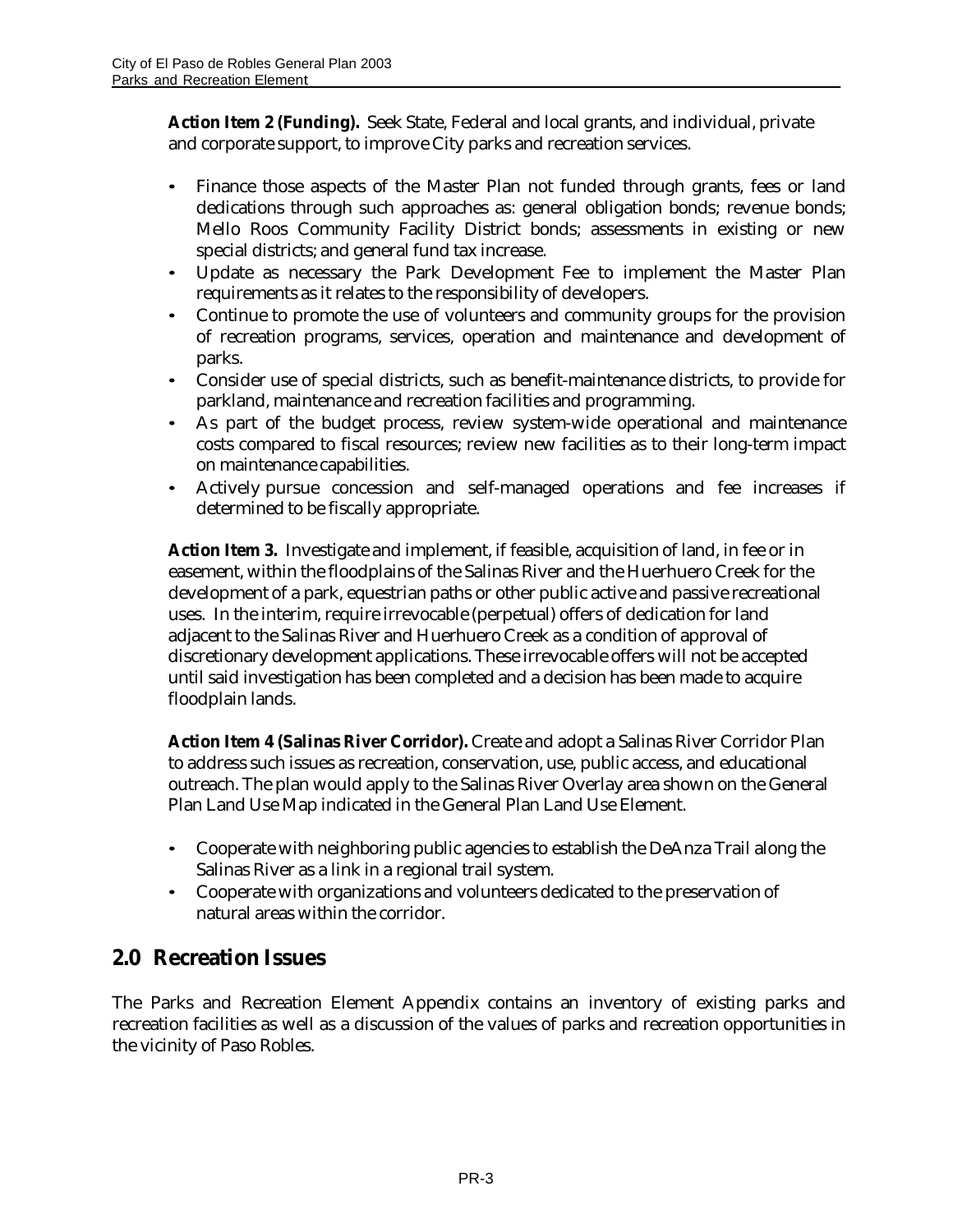**Action Item 2 (Funding).** Seek State, Federal and local grants, and individual, private and corporate support, to improve City parks and recreation services.

- Finance those aspects of the Master Plan not funded through grants, fees or land dedications through such approaches as: general obligation bonds; revenue bonds; Mello Roos Community Facility District bonds; assessments in existing or new special districts; and general fund tax increase.
- Update as necessary the Park Development Fee to implement the Master Plan requirements as it relates to the responsibility of developers.
- Continue to promote the use of volunteers and community groups for the provision of recreation programs, services, operation and maintenance and development of parks.
- Consider use of special districts, such as benefit-maintenance districts, to provide for parkland, maintenance and recreation facilities and programming.
- As part of the budget process, review system-wide operational and maintenance costs compared to fiscal resources; review new facilities as to their long-term impact on maintenance capabilities.
- Actively pursue concession and self-managed operations and fee increases if determined to be fiscally appropriate.

**Action Item 3.** Investigate and implement, if feasible, acquisition of land, in fee or in easement, within the floodplains of the Salinas River and the Huerhuero Creek for the development of a park, equestrian paths or other public active and passive recreational uses. In the interim, require irrevocable (perpetual) offers of dedication for land adjacent to the Salinas River and Huerhuero Creek as a condition of approval of discretionary development applications. These irrevocable offers will not be accepted until said investigation has been completed and a decision has been made to acquire floodplain lands.

**Action Item 4 (Salinas River Corridor).** Create and adopt a Salinas River Corridor Plan to address such issues as recreation, conservation, use, public access, and educational outreach. The plan would apply to the Salinas River Overlay area shown on the General Plan Land Use Map indicated in the General Plan Land Use Element.

- Cooperate with neighboring public agencies to establish the DeAnza Trail along the Salinas River as a link in a regional trail system.
- Cooperate with organizations and volunteers dedicated to the preservation of natural areas within the corridor.

## 2.0 Recreation Issues

The Parks and Recreation Element Appendix contains an inventory of existing parks and recreation facilities as well as a discussion of the values of parks and recreation opportunities in the vicinity of Paso Robles.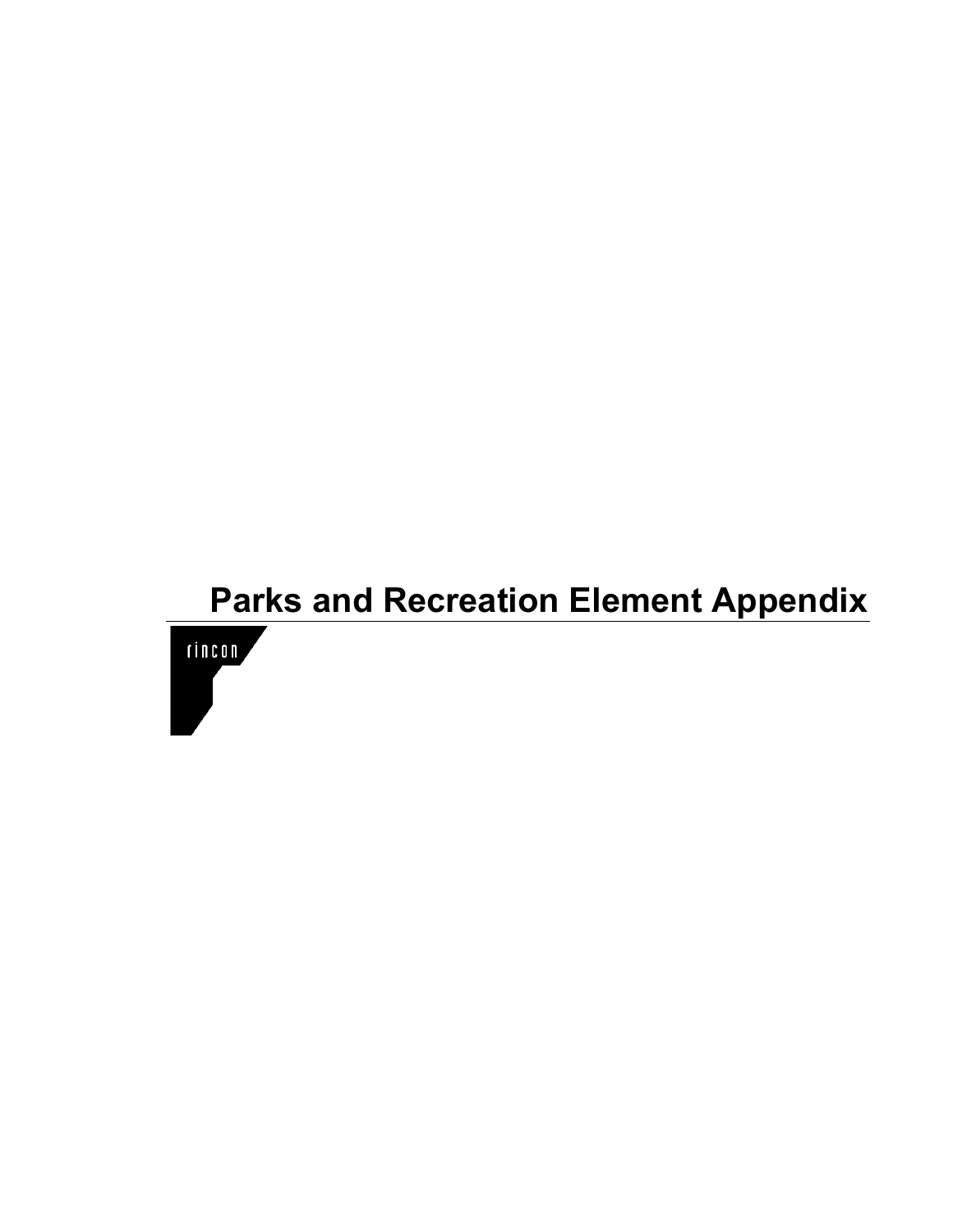# Parks and Recreation Element Appendix

rincon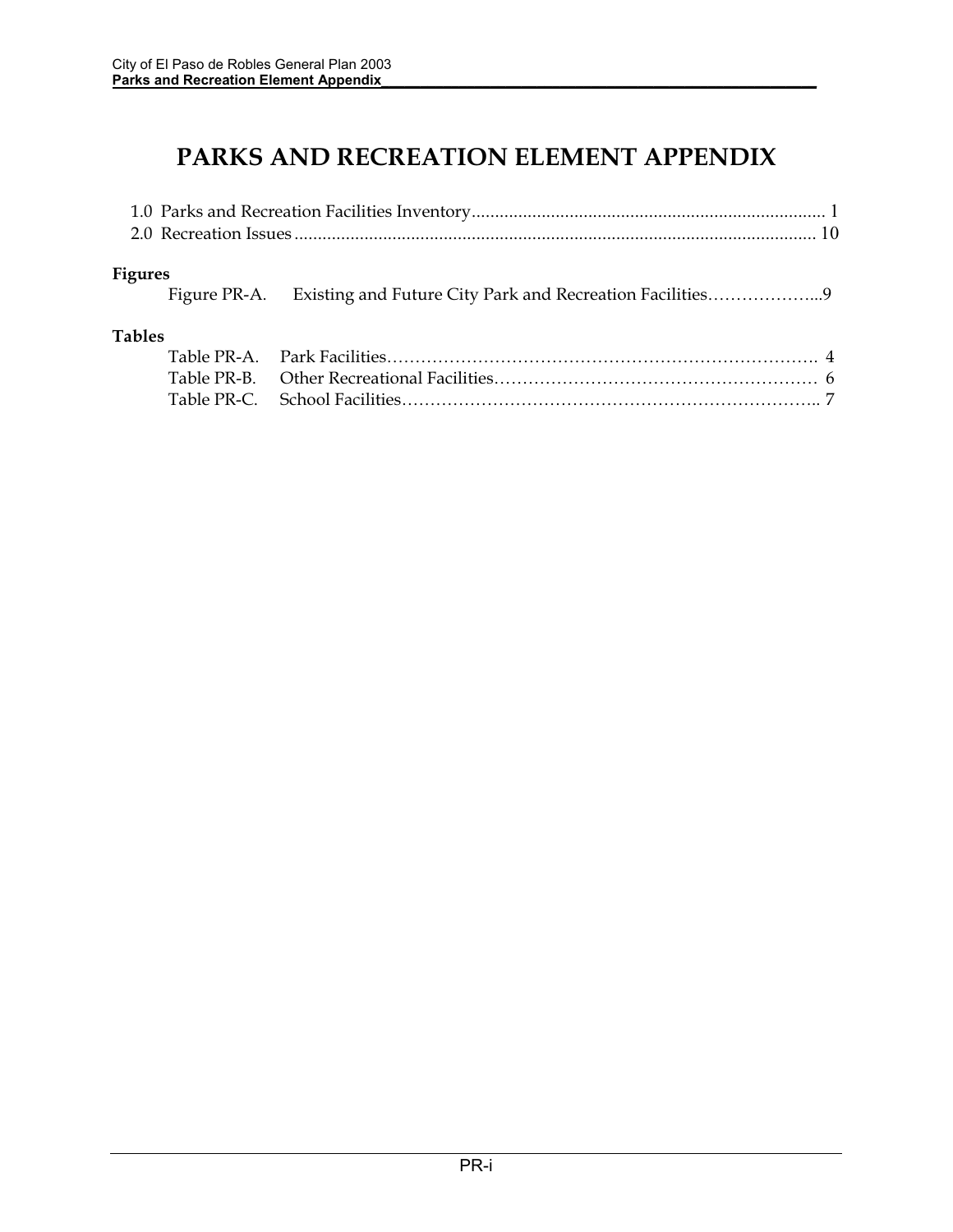# PARKS AND RECREATION ELEMENT APPENDIX

1.0 Parks and Recreation Facilities Inventory............................................................................ 1
2.0 Recreation Issues ................................................................................................................ 10

**Figures**

Figure PR-A. Existing and Future City Park and Recreation Facilities………………...9

**Tables**

Table PR-A. Park Facilities…………………………………………………………………. 4
Table PR-B. Other Recreational Facilities………………………………………………… 6
Table PR-C. School Facilities……………………………………………………………….. 7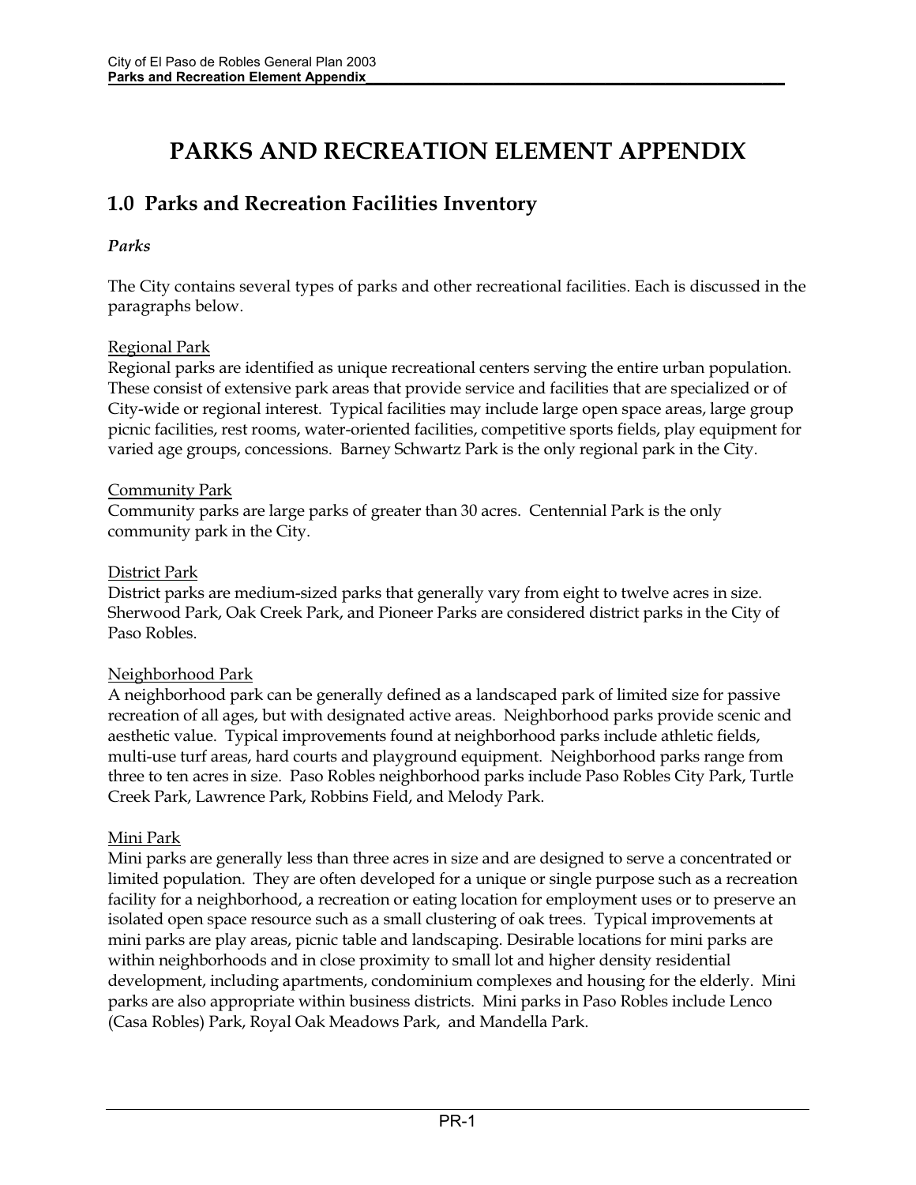# PARKS AND RECREATION ELEMENT APPENDIX

## 1.0 Parks and Recreation Facilities Inventory

### *Parks*

The City contains several types of parks and other recreational facilities. Each is discussed in the paragraphs below.

<u>Regional Park</u>
Regional parks are identified as unique recreational centers serving the entire urban population. These consist of extensive park areas that provide service and facilities that are specialized or of City-wide or regional interest. Typical facilities may include large open space areas, large group picnic facilities, rest rooms, water-oriented facilities, competitive sports fields, play equipment for varied age groups, concessions. Barney Schwartz Park is the only regional park in the City.

<u>Community Park</u>
Community parks are large parks of greater than 30 acres. Centennial Park is the only community park in the City.

<u>District Park</u>
District parks are medium-sized parks that generally vary from eight to twelve acres in size. Sherwood Park, Oak Creek Park, and Pioneer Parks are considered district parks in the City of Paso Robles.

<u>Neighborhood Park</u>
A neighborhood park can be generally defined as a landscaped park of limited size for passive recreation of all ages, but with designated active areas. Neighborhood parks provide scenic and aesthetic value. Typical improvements found at neighborhood parks include athletic fields, multi-use turf areas, hard courts and playground equipment. Neighborhood parks range from three to ten acres in size. Paso Robles neighborhood parks include Paso Robles City Park, Turtle Creek Park, Lawrence Park, Robbins Field, and Melody Park.

<u>Mini Park</u>
Mini parks are generally less than three acres in size and are designed to serve a concentrated or limited population. They are often developed for a unique or single purpose such as a recreation facility for a neighborhood, a recreation or eating location for employment uses or to preserve an isolated open space resource such as a small clustering of oak trees. Typical improvements at mini parks are play areas, picnic table and landscaping. Desirable locations for mini parks are within neighborhoods and in close proximity to small lot and higher density residential development, including apartments, condominium complexes and housing for the elderly. Mini parks are also appropriate within business districts. Mini parks in Paso Robles include Lenco (Casa Robles) Park, Royal Oak Meadows Park, and Mandella Park.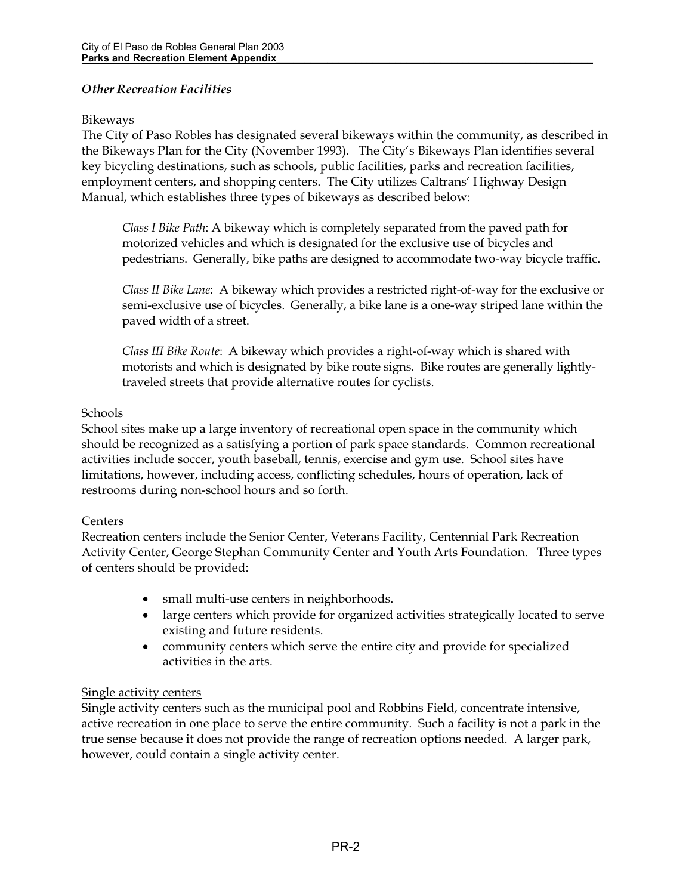### *Other Recreation Facilities*

Bikeways

The City of Paso Robles has designated several bikeways within the community, as described in the Bikeways Plan for the City (November 1993). The City's Bikeways Plan identifies several key bicycling destinations, such as schools, public facilities, parks and recreation facilities, employment centers, and shopping centers. The City utilizes Caltrans' Highway Design Manual, which establishes three types of bikeways as described below:

> *Class I Bike Path*: A bikeway which is completely separated from the paved path for motorized vehicles and which is designated for the exclusive use of bicycles and pedestrians. Generally, bike paths are designed to accommodate two-way bicycle traffic.
>
> *Class II Bike Lane*: A bikeway which provides a restricted right-of-way for the exclusive or semi-exclusive use of bicycles. Generally, a bike lane is a one-way striped lane within the paved width of a street.
>
> *Class III Bike Route*: A bikeway which provides a right-of-way which is shared with motorists and which is designated by bike route signs. Bike routes are generally lightly-traveled streets that provide alternative routes for cyclists.

Schools

School sites make up a large inventory of recreational open space in the community which should be recognized as a satisfying a portion of park space standards. Common recreational activities include soccer, youth baseball, tennis, exercise and gym use. School sites have limitations, however, including access, conflicting schedules, hours of operation, lack of restrooms during non-school hours and so forth.

Centers

Recreation centers include the Senior Center, Veterans Facility, Centennial Park Recreation Activity Center, George Stephan Community Center and Youth Arts Foundation. Three types of centers should be provided:

- small multi-use centers in neighborhoods.
- large centers which provide for organized activities strategically located to serve existing and future residents.
- community centers which serve the entire city and provide for specialized activities in the arts.

Single activity centers

Single activity centers such as the municipal pool and Robbins Field, concentrate intensive, active recreation in one place to serve the entire community. Such a facility is not a park in the true sense because it does not provide the range of recreation options needed. A larger park, however, could contain a single activity center.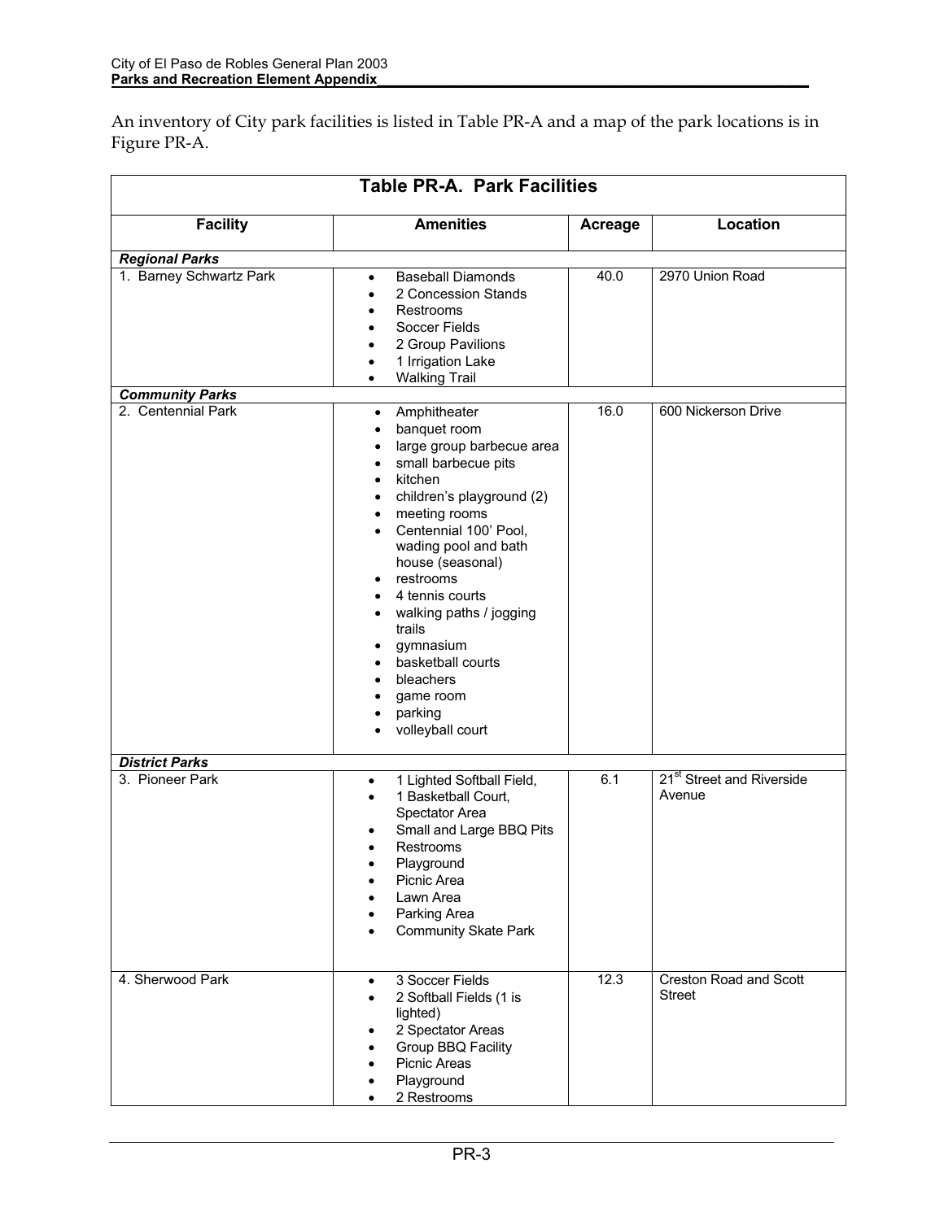An inventory of City park facilities is listed in Table PR-A and a map of the park locations is in Figure PR-A.

**Table PR-A. Park Facilities**

| Facility | Amenities | Acreage | Location |
|---|---|---|---|
| ***Regional Parks*** | | | |
| 1. Barney Schwartz Park | • Baseball Diamonds<br>• 2 Concession Stands<br>• Restrooms<br>• Soccer Fields<br>• 2 Group Pavilions<br>• 1 Irrigation Lake<br>• Walking Trail | 40.0 | 2970 Union Road |
| ***Community Parks*** | | | |
| 2. Centennial Park | • Amphitheater<br>• banquet room<br>• large group barbecue area<br>• small barbecue pits<br>• kitchen<br>• children's playground (2)<br>• meeting rooms<br>• Centennial 100' Pool, wading pool and bath house (seasonal)<br>• restrooms<br>• 4 tennis courts<br>• walking paths / jogging trails<br>• gymnasium<br>• basketball courts<br>• bleachers<br>• game room<br>• parking<br>• volleyball court | 16.0 | 600 Nickerson Drive |
| ***District Parks*** | | | |
| 3. Pioneer Park | • 1 Lighted Softball Field,<br>• 1 Basketball Court, Spectator Area<br>• Small and Large BBQ Pits<br>• Restrooms<br>• Playground<br>• Picnic Area<br>• Lawn Area<br>• Parking Area<br>• Community Skate Park | 6.1 | 21st Street and Riverside Avenue |
| 4. Sherwood Park | • 3 Soccer Fields<br>• 2 Softball Fields (1 is lighted)<br>• 2 Spectator Areas<br>• Group BBQ Facility<br>• Picnic Areas<br>• Playground<br>• 2 Restrooms | 12.3 | Creston Road and Scott Street |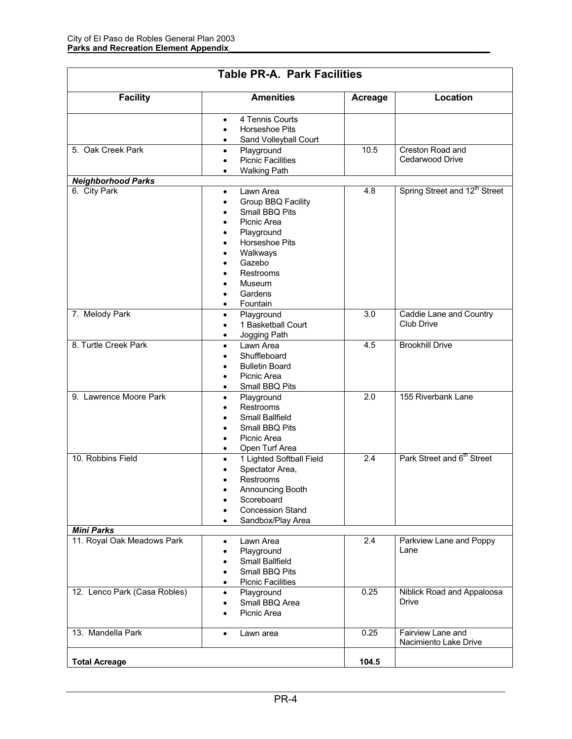| Table PR-A. Park Facilities | | | |
|---|---|---|---|
| **Facility** | **Amenities** | **Acreage** | **Location** |
| | • 4 Tennis Courts<br>• Horseshoe Pits<br>• Sand Volleyball Court | | |
| 5. Oak Creek Park | • Playground<br>• Picnic Facilities<br>• Walking Path | 10.5 | Creston Road and Cedarwood Drive |
| ***Neighborhood Parks*** | | | |
| 6. City Park | • Lawn Area<br>• Group BBQ Facility<br>• Small BBQ Pits<br>• Picnic Area<br>• Playground<br>• Horseshoe Pits<br>• Walkways<br>• Gazebo<br>• Restrooms<br>• Museum<br>• Gardens<br>• Fountain | 4.8 | Spring Street and 12th Street |
| 7. Melody Park | • Playground<br>• 1 Basketball Court<br>• Jogging Path | 3.0 | Caddie Lane and Country Club Drive |
| 8. Turtle Creek Park | • Lawn Area<br>• Shuffleboard<br>• Bulletin Board<br>• Picnic Area<br>• Small BBQ Pits | 4.5 | Brookhill Drive |
| 9. Lawrence Moore Park | • Playground<br>• Restrooms<br>• Small Ballfield<br>• Small BBQ Pits<br>• Picnic Area<br>• Open Turf Area | 2.0 | 155 Riverbank Lane |
| 10. Robbins Field | • 1 Lighted Softball Field<br>• Spectator Area,<br>• Restrooms<br>• Announcing Booth<br>• Scoreboard<br>• Concession Stand<br>• Sandbox/Play Area | 2.4 | Park Street and 6th Street |
| ***Mini Parks*** | | | |
| 11. Royal Oak Meadows Park | • Lawn Area<br>• Playground<br>• Small Ballfield<br>• Small BBQ Pits<br>• Picnic Facilities | 2.4 | Parkview Lane and Poppy Lane |
| 12. Lenco Park (Casa Robles) | • Playground<br>• Small BBQ Area<br>• Picnic Area | 0.25 | Niblick Road and Appaloosa Drive |
| 13. Mandella Park | • Lawn area | 0.25 | Fairview Lane and Nacimiento Lake Drive |
| **Total Acreage** | | **104.5** | |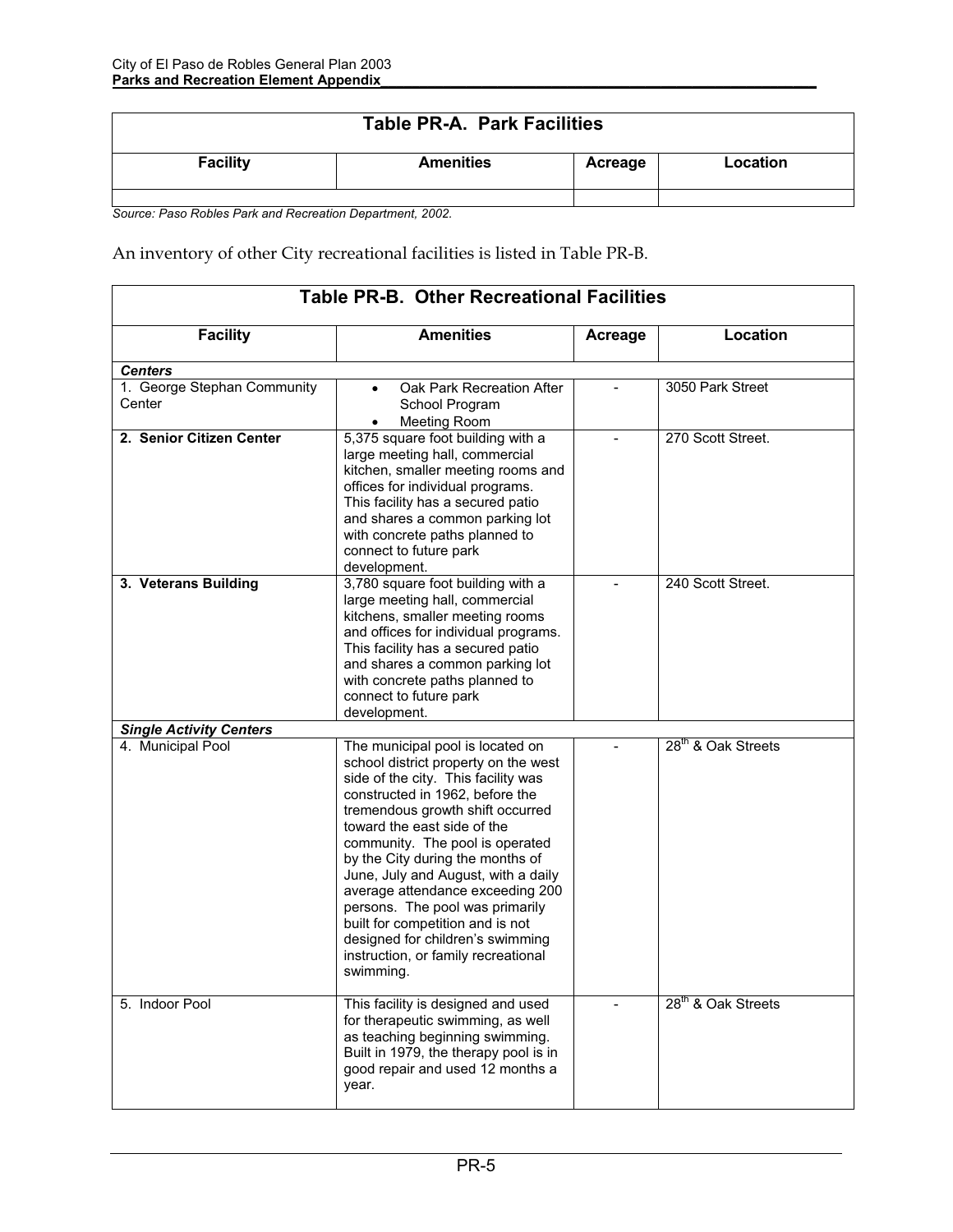| Table PR-A. Park Facilities | | | |
|---|---|---|---|
| **Facility** | **Amenities** | **Acreage** | **Location** |
| | | | |

*Source: Paso Robles Park and Recreation Department, 2002.*

An inventory of other City recreational facilities is listed in Table PR-B.

| Table PR-B. Other Recreational Facilities | | | |
|---|---|---|---|
| **Facility** | **Amenities** | **Acreage** | **Location** |
| ***Centers*** | | | |
| 1. George Stephan Community Center | • Oak Park Recreation After School Program<br>• Meeting Room | - | 3050 Park Street |
| **2. Senior Citizen Center** | 5,375 square foot building with a large meeting hall, commercial kitchen, smaller meeting rooms and offices for individual programs. This facility has a secured patio and shares a common parking lot with concrete paths planned to connect to future park development. | - | 270 Scott Street. |
| **3. Veterans Building** | 3,780 square foot building with a large meeting hall, commercial kitchens, smaller meeting rooms and offices for individual programs. This facility has a secured patio and shares a common parking lot with concrete paths planned to connect to future park development. | - | 240 Scott Street. |
| ***Single Activity Centers*** | | | |
| 4. Municipal Pool | The municipal pool is located on school district property on the west side of the city. This facility was constructed in 1962, before the tremendous growth shift occurred toward the east side of the community. The pool is operated by the City during the months of June, July and August, with a daily average attendance exceeding 200 persons. The pool was primarily built for competition and is not designed for children's swimming instruction, or family recreational swimming. | - | 28th & Oak Streets |
| 5. Indoor Pool | This facility is designed and used for therapeutic swimming, as well as teaching beginning swimming. Built in 1979, the therapy pool is in good repair and used 12 months a year. | - | 28th & Oak Streets |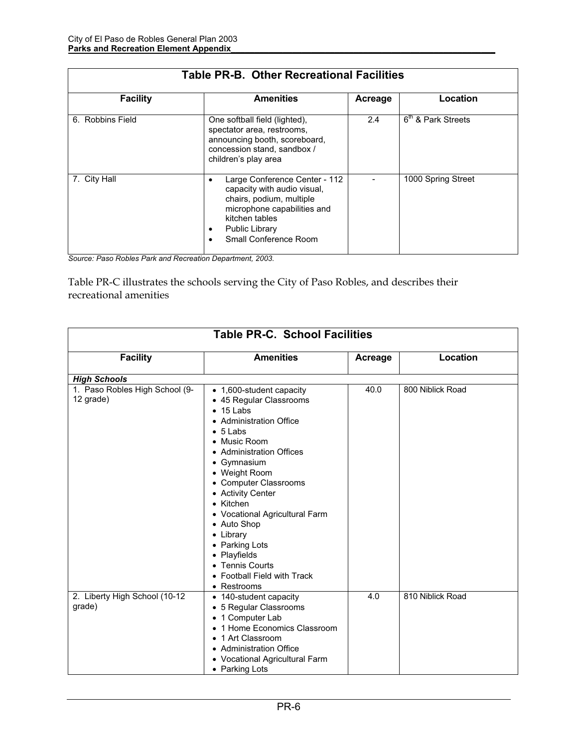| Table PR-B. Other Recreational Facilities | | | |
|---|---|---|---|
| **Facility** | **Amenities** | **Acreage** | **Location** |
| 6. Robbins Field | One softball field (lighted), spectator area, restrooms, announcing booth, scoreboard, concession stand, sandbox / children's play area | 2.4 | 6th & Park Streets |
| 7. City Hall | • Large Conference Center - 112 capacity with audio visual, chairs, podium, multiple microphone capabilities and kitchen tables<br>• Public Library<br>• Small Conference Room | - | 1000 Spring Street |

*Source: Paso Robles Park and Recreation Department, 2003.*

Table PR-C illustrates the schools serving the City of Paso Robles, and describes their recreational amenities

| Table PR-C. School Facilities | | | |
|---|---|---|---|
| **Facility** | **Amenities** | **Acreage** | **Location** |
| ***High Schools*** | | | |
| 1. Paso Robles High School (9-12 grade) | • 1,600-student capacity<br>• 45 Regular Classrooms<br>• 15 Labs<br>• Administration Office<br>• 5 Labs<br>• Music Room<br>• Administration Offices<br>• Gymnasium<br>• Weight Room<br>• Computer Classrooms<br>• Activity Center<br>• Kitchen<br>• Vocational Agricultural Farm<br>• Auto Shop<br>• Library<br>• Parking Lots<br>• Playfields<br>• Tennis Courts<br>• Football Field with Track<br>• Restrooms | 40.0 | 800 Niblick Road |
| 2. Liberty High School (10-12 grade) | • 140-student capacity<br>• 5 Regular Classrooms<br>• 1 Computer Lab<br>• 1 Home Economics Classroom<br>• 1 Art Classroom<br>• Administration Office<br>• Vocational Agricultural Farm<br>• Parking Lots | 4.0 | 810 Niblick Road |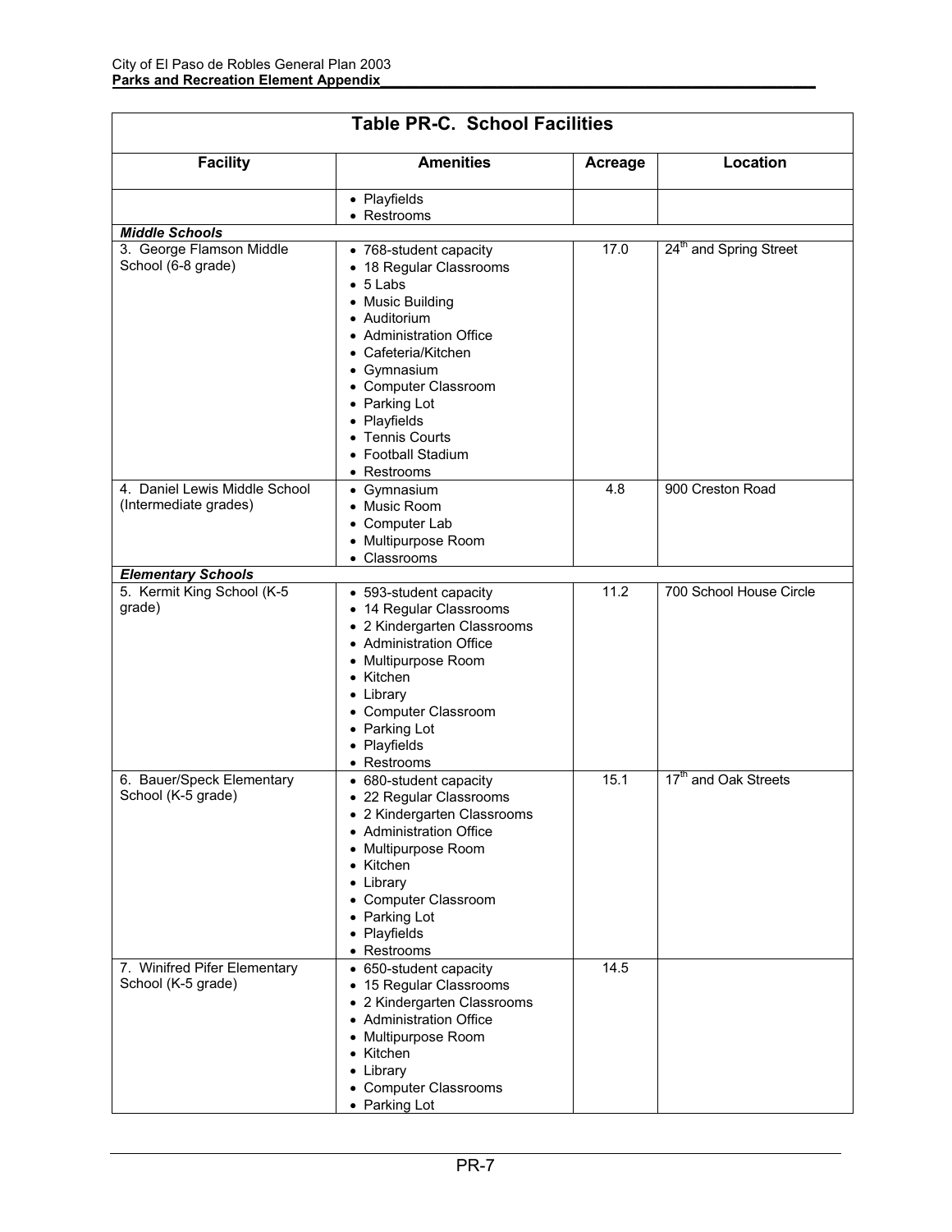**Table PR-C. School Facilities**

| Facility | Amenities | Acreage | Location |
|---|---|---|---|
| | • Playfields<br>• Restrooms | | |
| ***Middle Schools*** | | | |
| 3. George Flamson Middle School (6-8 grade) | • 768-student capacity<br>• 18 Regular Classrooms<br>• 5 Labs<br>• Music Building<br>• Auditorium<br>• Administration Office<br>• Cafeteria/Kitchen<br>• Gymnasium<br>• Computer Classroom<br>• Parking Lot<br>• Playfields<br>• Tennis Courts<br>• Football Stadium<br>• Restrooms | 17.0 | 24th and Spring Street |
| 4. Daniel Lewis Middle School (Intermediate grades) | • Gymnasium<br>• Music Room<br>• Computer Lab<br>• Multipurpose Room<br>• Classrooms | 4.8 | 900 Creston Road |
| ***Elementary Schools*** | | | |
| 5. Kermit King School (K-5 grade) | • 593-student capacity<br>• 14 Regular Classrooms<br>• 2 Kindergarten Classrooms<br>• Administration Office<br>• Multipurpose Room<br>• Kitchen<br>• Library<br>• Computer Classroom<br>• Parking Lot<br>• Playfields<br>• Restrooms | 11.2 | 700 School House Circle |
| 6. Bauer/Speck Elementary School (K-5 grade) | • 680-student capacity<br>• 22 Regular Classrooms<br>• 2 Kindergarten Classrooms<br>• Administration Office<br>• Multipurpose Room<br>• Kitchen<br>• Library<br>• Computer Classroom<br>• Parking Lot<br>• Playfields<br>• Restrooms | 15.1 | 17th and Oak Streets |
| 7. Winifred Pifer Elementary School (K-5 grade) | • 650-student capacity<br>• 15 Regular Classrooms<br>• 2 Kindergarten Classrooms<br>• Administration Office<br>• Multipurpose Room<br>• Kitchen<br>• Library<br>• Computer Classrooms<br>• Parking Lot | 14.5 | |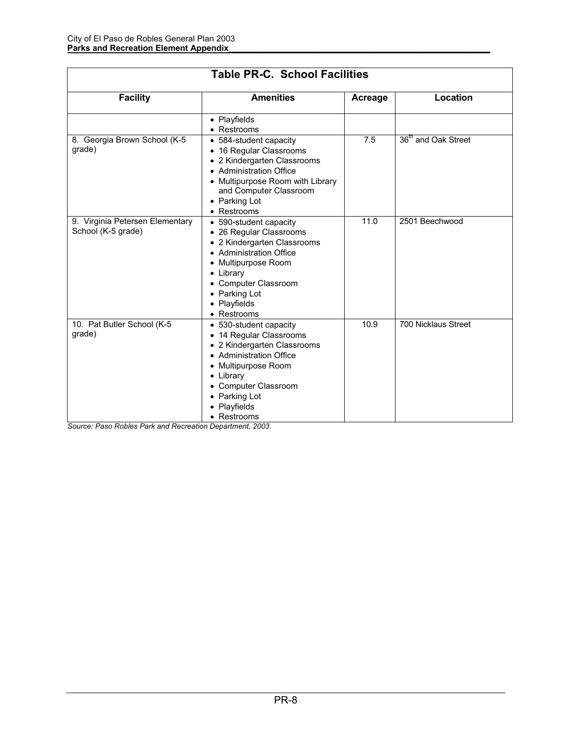| Table PR-C. School Facilities | | | |
|---|---|---|---|
| **Facility** | **Amenities** | **Acreage** | **Location** |
| | • Playfields<br>• Restrooms | | |
| 8. Georgia Brown School (K-5 grade) | • 584-student capacity<br>• 16 Regular Classrooms<br>• 2 Kindergarten Classrooms<br>• Administration Office<br>• Multipurpose Room with Library and Computer Classroom<br>• Parking Lot<br>• Restrooms | 7.5 | 36th and Oak Street |
| 9. Virginia Petersen Elementary School (K-5 grade) | • 590-student capacity<br>• 26 Regular Classrooms<br>• 2 Kindergarten Classrooms<br>• Administration Office<br>• Multipurpose Room<br>• Library<br>• Computer Classroom<br>• Parking Lot<br>• Playfields<br>• Restrooms | 11.0 | 2501 Beechwood |
| 10. Pat Butler School (K-5 grade) | • 530-student capacity<br>• 14 Regular Classrooms<br>• 2 Kindergarten Classrooms<br>• Administration Office<br>• Multipurpose Room<br>• Library<br>• Computer Classroom<br>• Parking Lot<br>• Playfields<br>• Restrooms | 10.9 | 700 Nicklaus Street |

*Source: Paso Robles Park and Recreation Department, 2003.*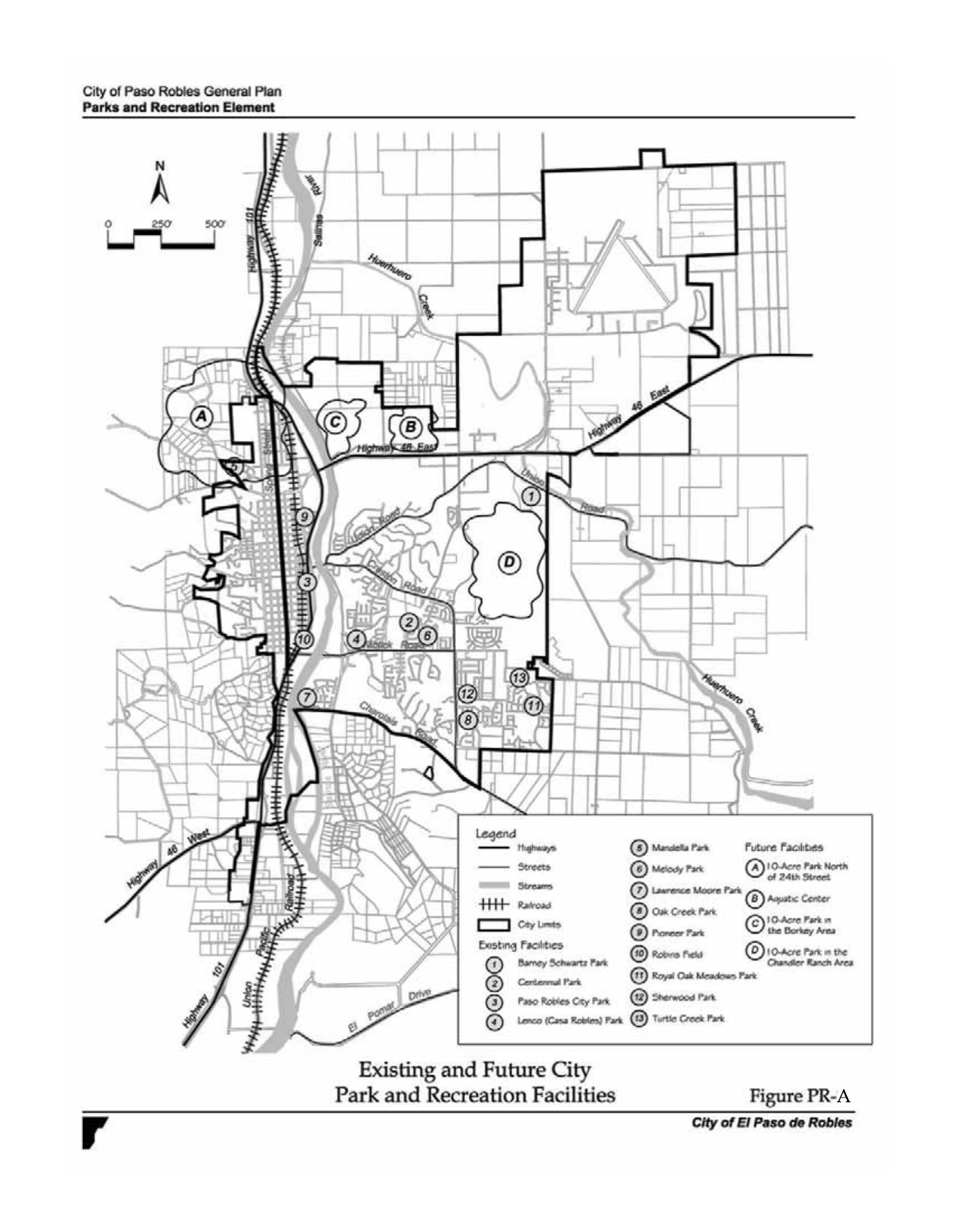City of Paso Robles General Plan
**Parks and Recreation Element**

**Legend**

- Highways
- Streets
- Streams
- Railroad
- City Limits

**Existing Facilities**

1. Barney Schwartz Park
2. Centennial Park
3. Paso Robles City Park
4. Lenco (Casa Robles) Park
5. Mandella Park
6. Melody Park
7. Lawrence Moore Park
8. Oak Creek Park
9. Pioneer Park
10. Robins Field
11. Royal Oak Meadows Park
12. Sherwood Park
13. Turtle Creek Park

**Future Facilities**

- (A) 10-Acre Park North of 24th Street
- (B) Aquatic Center
- (C) 10-Acre Park in the Borkey Area
- (D) 10-Acre Park in the Chandler Ranch Area

Existing and Future City Park and Recreation Facilities

Figure PR-A

*City of El Paso de Robles*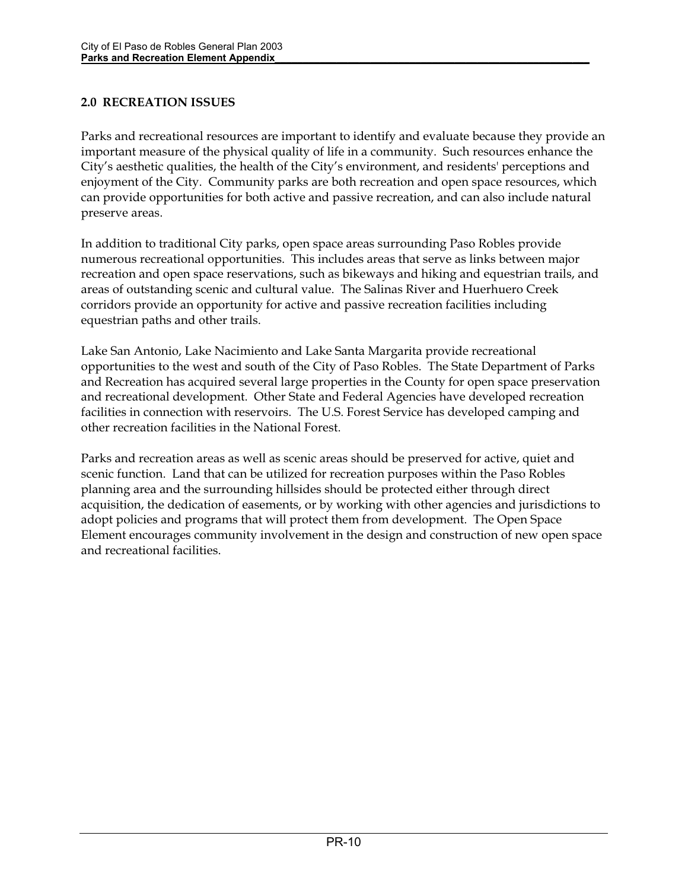## 2.0 RECREATION ISSUES

Parks and recreational resources are important to identify and evaluate because they provide an important measure of the physical quality of life in a community. Such resources enhance the City's aesthetic qualities, the health of the City's environment, and residents' perceptions and enjoyment of the City. Community parks are both recreation and open space resources, which can provide opportunities for both active and passive recreation, and can also include natural preserve areas.

In addition to traditional City parks, open space areas surrounding Paso Robles provide numerous recreational opportunities. This includes areas that serve as links between major recreation and open space reservations, such as bikeways and hiking and equestrian trails, and areas of outstanding scenic and cultural value. The Salinas River and Huerhuero Creek corridors provide an opportunity for active and passive recreation facilities including equestrian paths and other trails.

Lake San Antonio, Lake Nacimiento and Lake Santa Margarita provide recreational opportunities to the west and south of the City of Paso Robles. The State Department of Parks and Recreation has acquired several large properties in the County for open space preservation and recreational development. Other State and Federal Agencies have developed recreation facilities in connection with reservoirs. The U.S. Forest Service has developed camping and other recreation facilities in the National Forest.

Parks and recreation areas as well as scenic areas should be preserved for active, quiet and scenic function. Land that can be utilized for recreation purposes within the Paso Robles planning area and the surrounding hillsides should be protected either through direct acquisition, the dedication of easements, or by working with other agencies and jurisdictions to adopt policies and programs that will protect them from development. The Open Space Element encourages community involvement in the design and construction of new open space and recreational facilities.